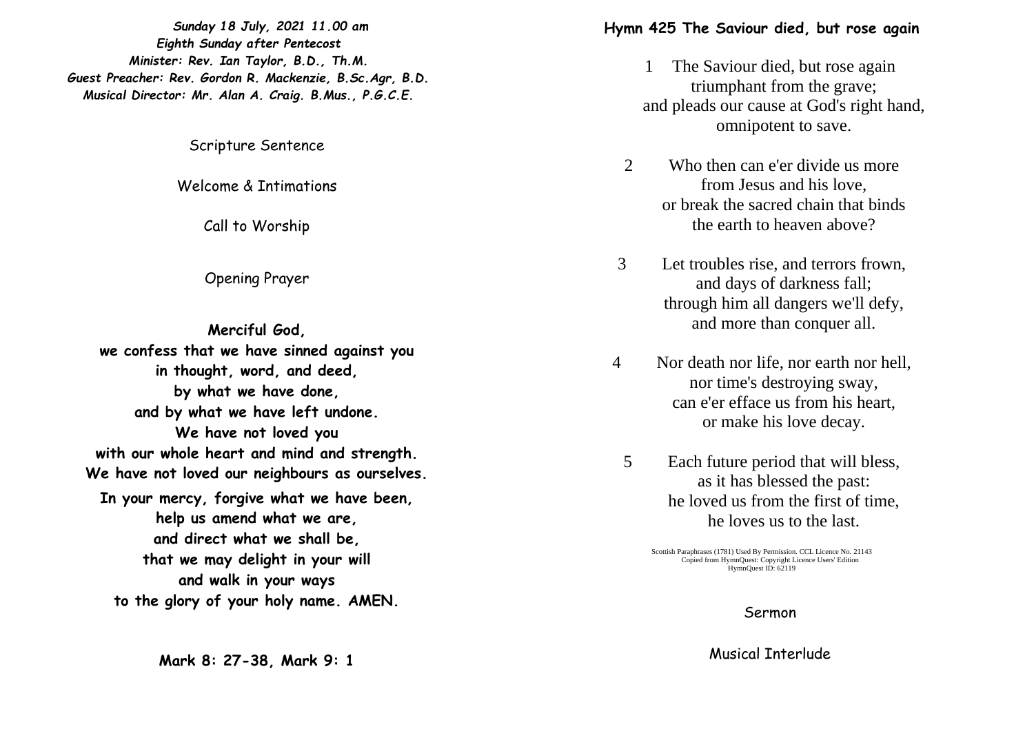***Sunday 18 July, 2021 11.00 am***
***Eighth Sunday after Pentecost***
***Minister: Rev. Ian Taylor, B.D., Th.M.***
***Guest Preacher: Rev. Gordon R. Mackenzie, B.Sc.Agr, B.D.***
***Musical Director: Mr. Alan A. Craig. B.Mus., P.G.C.E.***

Scripture Sentence

Welcome & Intimations

Call to Worship

Opening Prayer

**Merciful God,**
**we confess that we have sinned against you**
**in thought, word, and deed,**
**by what we have done,**
**and by what we have left undone.**
**We have not loved you**
**with our whole heart and mind and strength.**
**We have not loved our neighbours as ourselves.**
**In your mercy, forgive what we have been,**
**help us amend what we are,**
**and direct what we shall be,**
**that we may delight in your will**
**and walk in your ways**
**to the glory of your holy name. AMEN.**

**Mark 8: 27-38, Mark 9: 1**

**Hymn 425 The Saviour died, but rose again**

1 The Saviour died, but rose again
triumphant from the grave;
and pleads our cause at God's right hand,
omnipotent to save.

2 Who then can e'er divide us more
from Jesus and his love,
or break the sacred chain that binds
the earth to heaven above?

3 Let troubles rise, and terrors frown,
and days of darkness fall;
through him all dangers we'll defy,
and more than conquer all.

4 Nor death nor life, nor earth nor hell,
nor time's destroying sway,
can e'er efface us from his heart,
or make his love decay.

5 Each future period that will bless,
as it has blessed the past:
he loved us from the first of time,
he loves us to the last.

Scottish Paraphrases (1781) Used By Permission. CCL Licence No. 21143
Copied from HymnQuest: Copyright Licence Users' Edition
HymnQuest ID: 62119

Sermon

Musical Interlude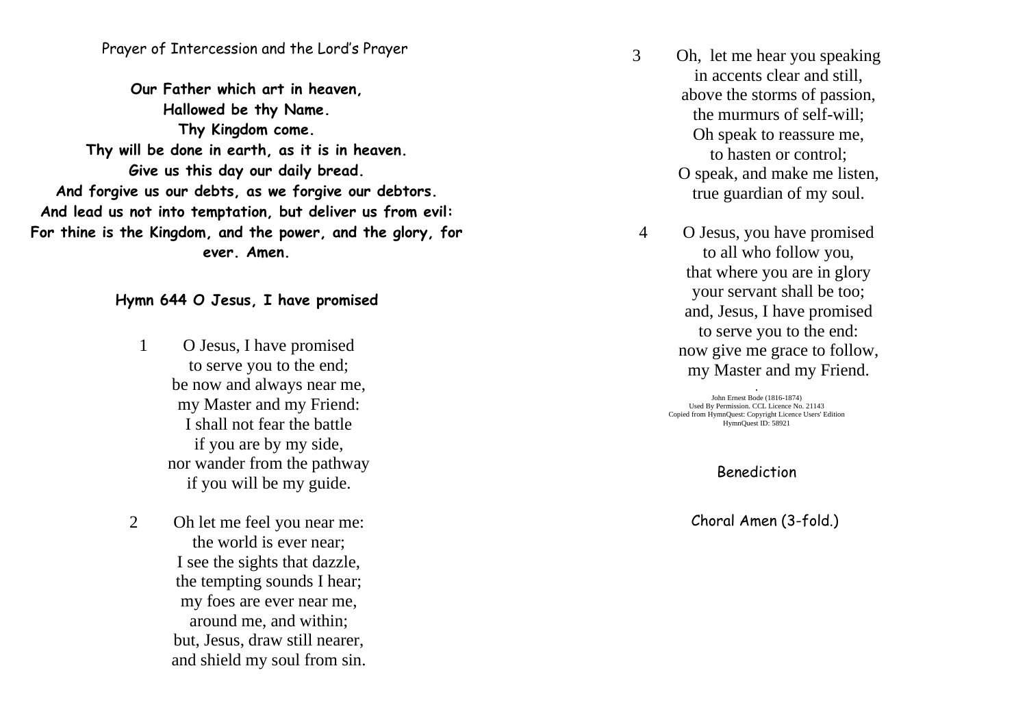Prayer of Intercession and the Lord's Prayer

**Our Father which art in heaven,**
**Hallowed be thy Name.**
**Thy Kingdom come.**
**Thy will be done in earth, as it is in heaven.**
**Give us this day our daily bread.**
**And forgive us our debts, as we forgive our debtors.**
**And lead us not into temptation, but deliver us from evil:**
**For thine is the Kingdom, and the power, and the glory, for ever. Amen.**

**Hymn 644 O Jesus, I have promised**

1 O Jesus, I have promised
to serve you to the end;
be now and always near me,
my Master and my Friend:
I shall not fear the battle
if you are by my side,
nor wander from the pathway
if you will be my guide.

2 Oh let me feel you near me:
the world is ever near;
I see the sights that dazzle,
the tempting sounds I hear;
my foes are ever near me,
around me, and within;
but, Jesus, draw still nearer,
and shield my soul from sin.

3 Oh, let me hear you speaking
in accents clear and still,
above the storms of passion,
the murmurs of self-will;
Oh speak to reassure me,
to hasten or control;
O speak, and make me listen,
true guardian of my soul.

4 O Jesus, you have promised
to all who follow you,
that where you are in glory
your servant shall be too;
and, Jesus, I have promised
to serve you to the end:
now give me grace to follow,
my Master and my Friend.

John Ernest Bode (1816-1874)
Used By Permission. CCL Licence No. 21143
Copied from HymnQuest: Copyright Licence Users' Edition
HymnQuest ID: 58921

Benediction

Choral Amen (3-fold.)